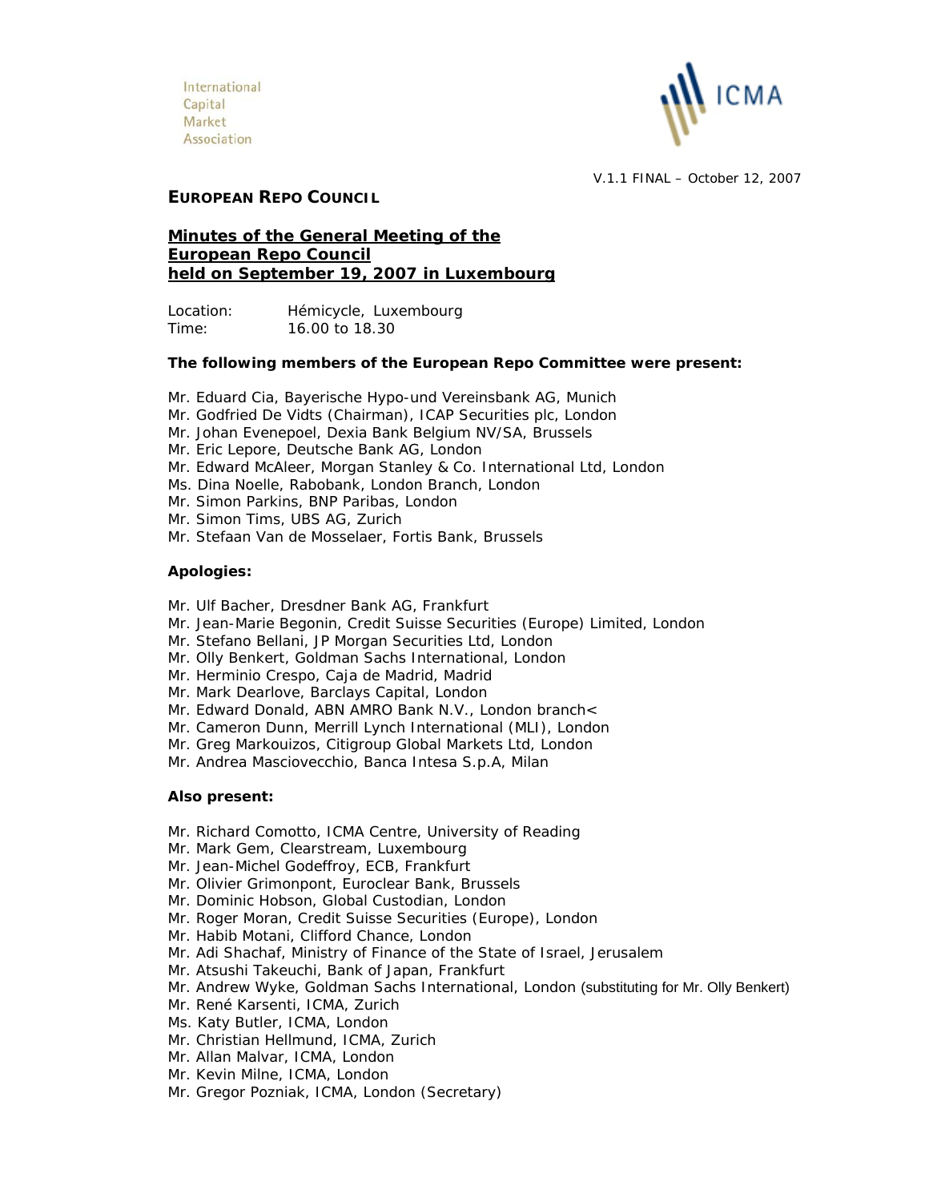International
Capital
Market
Association

ICMA

V.1.1 FINAL – October 12, 2007

## EUROPEAN REPO COUNCIL

**Minutes of the General Meeting of the European Repo Council held on September 19, 2007 in Luxembourg**

Location: Hémicycle, Luxembourg
Time: 16.00 to 18.30

**The following members of the European Repo Committee were present:**

Mr. Eduard Cia, Bayerische Hypo-und Vereinsbank AG, Munich
Mr. Godfried De Vidts (Chairman), ICAP Securities plc, London
Mr. Johan Evenepoel, Dexia Bank Belgium NV/SA, Brussels
Mr. Eric Lepore, Deutsche Bank AG, London
Mr. Edward McAleer, Morgan Stanley & Co. International Ltd, London
Ms. Dina Noelle, Rabobank, London Branch, London
Mr. Simon Parkins, BNP Paribas, London
Mr. Simon Tims, UBS AG, Zurich
Mr. Stefaan Van de Mosselaer, Fortis Bank, Brussels

**Apologies:**

Mr. Ulf Bacher, Dresdner Bank AG, Frankfurt
Mr. Jean-Marie Begonin, Credit Suisse Securities (Europe) Limited, London
Mr. Stefano Bellani, JP Morgan Securities Ltd, London
Mr. Olly Benkert, Goldman Sachs International, London
Mr. Herminio Crespo, Caja de Madrid, Madrid
Mr. Mark Dearlove, Barclays Capital, London
Mr. Edward Donald, ABN AMRO Bank N.V., London branch<
Mr. Cameron Dunn, Merrill Lynch International (MLI), London
Mr. Greg Markouizos, Citigroup Global Markets Ltd, London
Mr. Andrea Masciovecchio, Banca Intesa S.p.A, Milan

**Also present:**

Mr. Richard Comotto, ICMA Centre, University of Reading
Mr. Mark Gem, Clearstream, Luxembourg
Mr. Jean-Michel Godeffroy, ECB, Frankfurt
Mr. Olivier Grimonpont, Euroclear Bank, Brussels
Mr. Dominic Hobson, Global Custodian, London
Mr. Roger Moran, Credit Suisse Securities (Europe), London
Mr. Habib Motani, Clifford Chance, London
Mr. Adi Shachaf, Ministry of Finance of the State of Israel, Jerusalem
Mr. Atsushi Takeuchi, Bank of Japan, Frankfurt
Mr. Andrew Wyke, Goldman Sachs International, London (substituting for Mr. Olly Benkert)
Mr. René Karsenti, ICMA, Zurich
Ms. Katy Butler, ICMA, London
Mr. Christian Hellmund, ICMA, Zurich
Mr. Allan Malvar, ICMA, London
Mr. Kevin Milne, ICMA, London
Mr. Gregor Pozniak, ICMA, London (Secretary)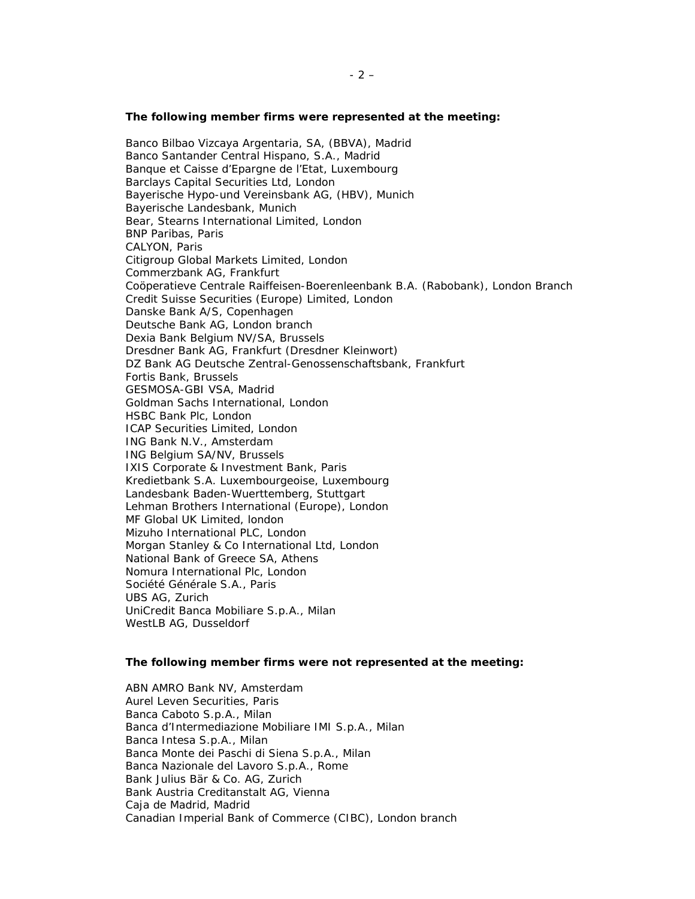**The following member firms were represented at the meeting:**

Banco Bilbao Vizcaya Argentaria, SA, (BBVA), Madrid
Banco Santander Central Hispano, S.A., Madrid
Banque et Caisse d'Epargne de l'Etat, Luxembourg
Barclays Capital Securities Ltd, London
Bayerische Hypo-und Vereinsbank AG, (HBV), Munich
Bayerische Landesbank, Munich
Bear, Stearns International Limited, London
BNP Paribas, Paris
CALYON, Paris
Citigroup Global Markets Limited, London
Commerzbank AG, Frankfurt
Coöperatieve Centrale Raiffeisen-Boerenleenbank B.A. (Rabobank), London Branch
Credit Suisse Securities (Europe) Limited, London
Danske Bank A/S, Copenhagen
Deutsche Bank AG, London branch
Dexia Bank Belgium NV/SA, Brussels
Dresdner Bank AG, Frankfurt (Dresdner Kleinwort)
DZ Bank AG Deutsche Zentral-Genossenschaftsbank, Frankfurt
Fortis Bank, Brussels
GESMOSA-GBI VSA, Madrid
Goldman Sachs International, London
HSBC Bank Plc, London
ICAP Securities Limited, London
ING Bank N.V., Amsterdam
ING Belgium SA/NV, Brussels
IXIS Corporate & Investment Bank, Paris
Kredietbank S.A. Luxembourgeoise, Luxembourg
Landesbank Baden-Wuerttemberg, Stuttgart
Lehman Brothers International (Europe), London
MF Global UK Limited, london
Mizuho International PLC, London
Morgan Stanley & Co International Ltd, London
National Bank of Greece SA, Athens
Nomura International Plc, London
Société Générale S.A., Paris
UBS AG, Zurich
UniCredit Banca Mobiliare S.p.A., Milan
WestLB AG, Dusseldorf

**The following member firms were not represented at the meeting:**

ABN AMRO Bank NV, Amsterdam
Aurel Leven Securities, Paris
Banca Caboto S.p.A., Milan
Banca d'Intermediazione Mobiliare IMI S.p.A., Milan
Banca Intesa S.p.A., Milan
Banca Monte dei Paschi di Siena S.p.A., Milan
Banca Nazionale del Lavoro S.p.A., Rome
Bank Julius Bär & Co. AG, Zurich
Bank Austria Creditanstalt AG, Vienna
Caja de Madrid, Madrid
Canadian Imperial Bank of Commerce (CIBC), London branch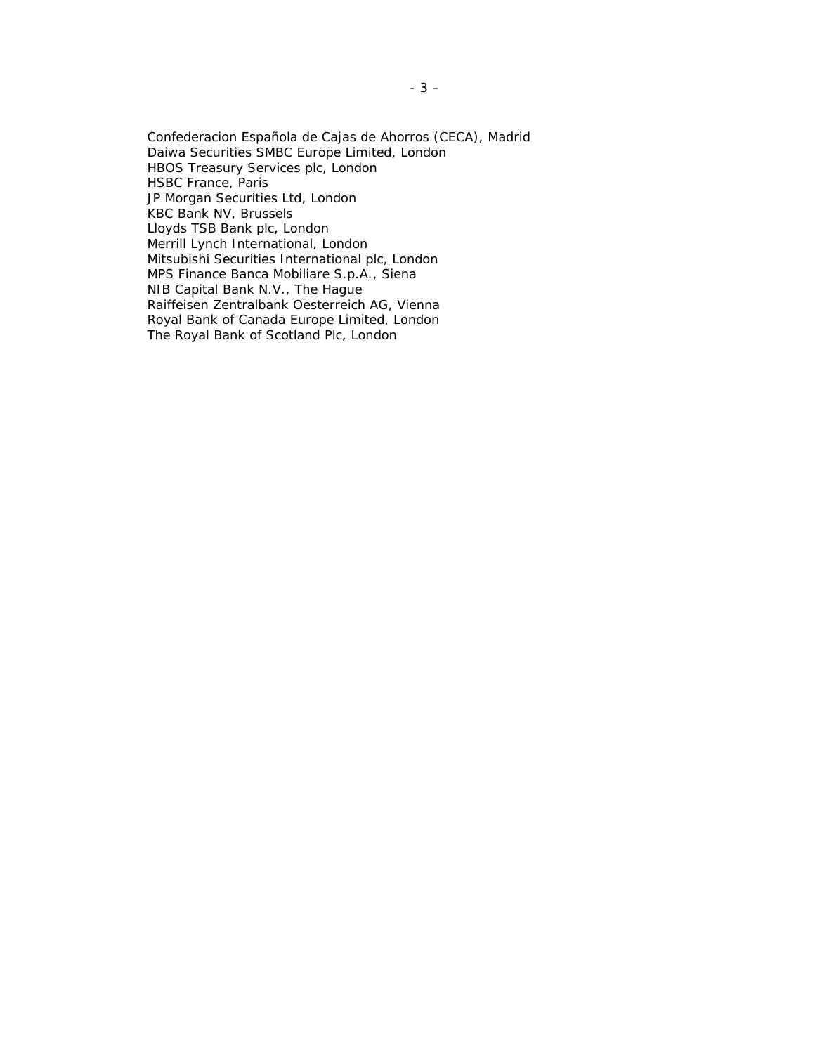Confederacion Española de Cajas de Ahorros (CECA), Madrid
Daiwa Securities SMBC Europe Limited, London
HBOS Treasury Services plc, London
HSBC France, Paris
JP Morgan Securities Ltd, London
KBC Bank NV, Brussels
Lloyds TSB Bank plc, London
Merrill Lynch International, London
Mitsubishi Securities International plc, London
MPS Finance Banca Mobiliare S.p.A., Siena
NIB Capital Bank N.V., The Hague
Raiffeisen Zentralbank Oesterreich AG, Vienna
Royal Bank of Canada Europe Limited, London
The Royal Bank of Scotland Plc, London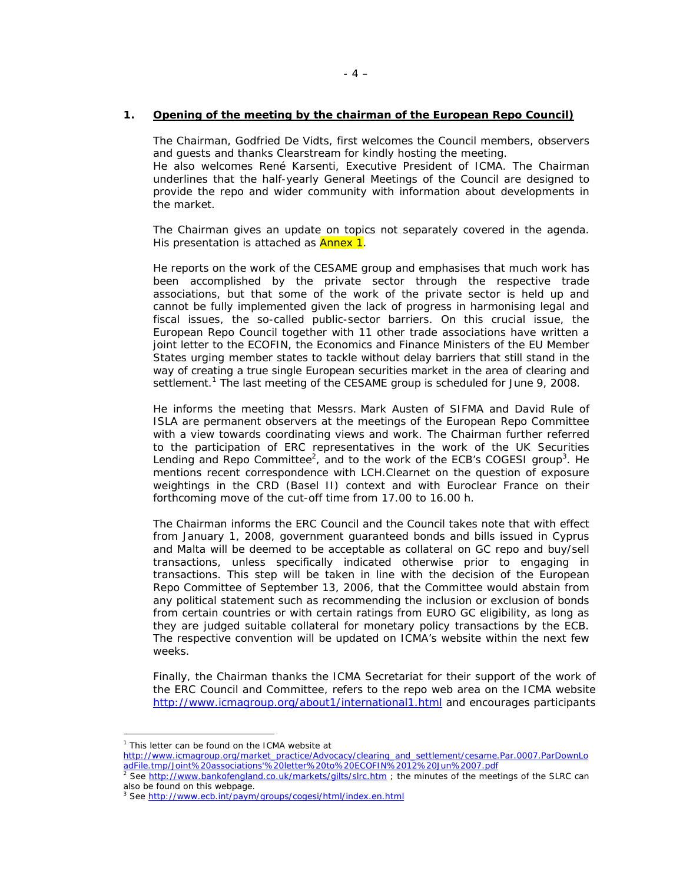## 1. **Opening of the meeting by the chairman of the European Repo Council)**

The Chairman, Godfried De Vidts, first welcomes the Council members, observers and guests and thanks Clearstream for kindly hosting the meeting.
He also welcomes René Karsenti, Executive President of ICMA. The Chairman underlines that the half-yearly General Meetings of the Council are designed to provide the repo and wider community with information about developments in the market.

The Chairman gives an update on topics not separately covered in the agenda. His presentation is attached as Annex 1.

He reports on the work of the CESAME group and emphasises that much work has been accomplished by the private sector through the respective trade associations, but that some of the work of the private sector is held up and cannot be fully implemented given the lack of progress in harmonising legal and fiscal issues, the so-called public-sector barriers. On this crucial issue, the European Repo Council together with 11 other trade associations have written a joint letter to the ECOFIN, the Economics and Finance Ministers of the EU Member States urging member states to tackle without delay barriers that still stand in the way of creating a true single European securities market in the area of clearing and settlement.[1] The last meeting of the CESAME group is scheduled for June 9, 2008.

He informs the meeting that Messrs. Mark Austen of SIFMA and David Rule of ISLA are permanent observers at the meetings of the European Repo Committee with a view towards coordinating views and work. The Chairman further referred to the participation of ERC representatives in the work of the UK Securities Lending and Repo Committee[2], and to the work of the ECB's COGESI group[3]. He mentions recent correspondence with LCH.Clearnet on the question of exposure weightings in the CRD (Basel II) context and with Euroclear France on their forthcoming move of the cut-off time from 17.00 to 16.00 h.

The Chairman informs the ERC Council and the Council takes note that with effect from January 1, 2008, government guaranteed bonds and bills issued in Cyprus and Malta will be deemed to be acceptable as collateral on GC repo and buy/sell transactions, unless specifically indicated otherwise prior to engaging in transactions. This step will be taken in line with the decision of the European Repo Committee of September 13, 2006, that the Committee would abstain from any political statement such as recommending the inclusion or exclusion of bonds from certain countries or with certain ratings from EURO GC eligibility, as long as they are judged suitable collateral for monetary policy transactions by the ECB. The respective convention will be updated on ICMA's website within the next few weeks.

Finally, the Chairman thanks the ICMA Secretariat for their support of the work of the ERC Council and Committee, refers to the repo web area on the ICMA website http://www.icmagroup.org/about1/international1.html and encourages participants

---

[1] This letter can be found on the ICMA website at http://www.icmagroup.org/market_practice/Advocacy/clearing_and_settlement/cesame.Par.0007.ParDownLoadFile.tmp/Joint%20associations'%20letter%20to%20ECOFIN%2012%20Jun%2007.pdf

[2] See http://www.bankofengland.co.uk/markets/gilts/slrc.htm ; the minutes of the meetings of the SLRC can also be found on this webpage.

[3] See http://www.ecb.int/paym/groups/cogesi/html/index.en.html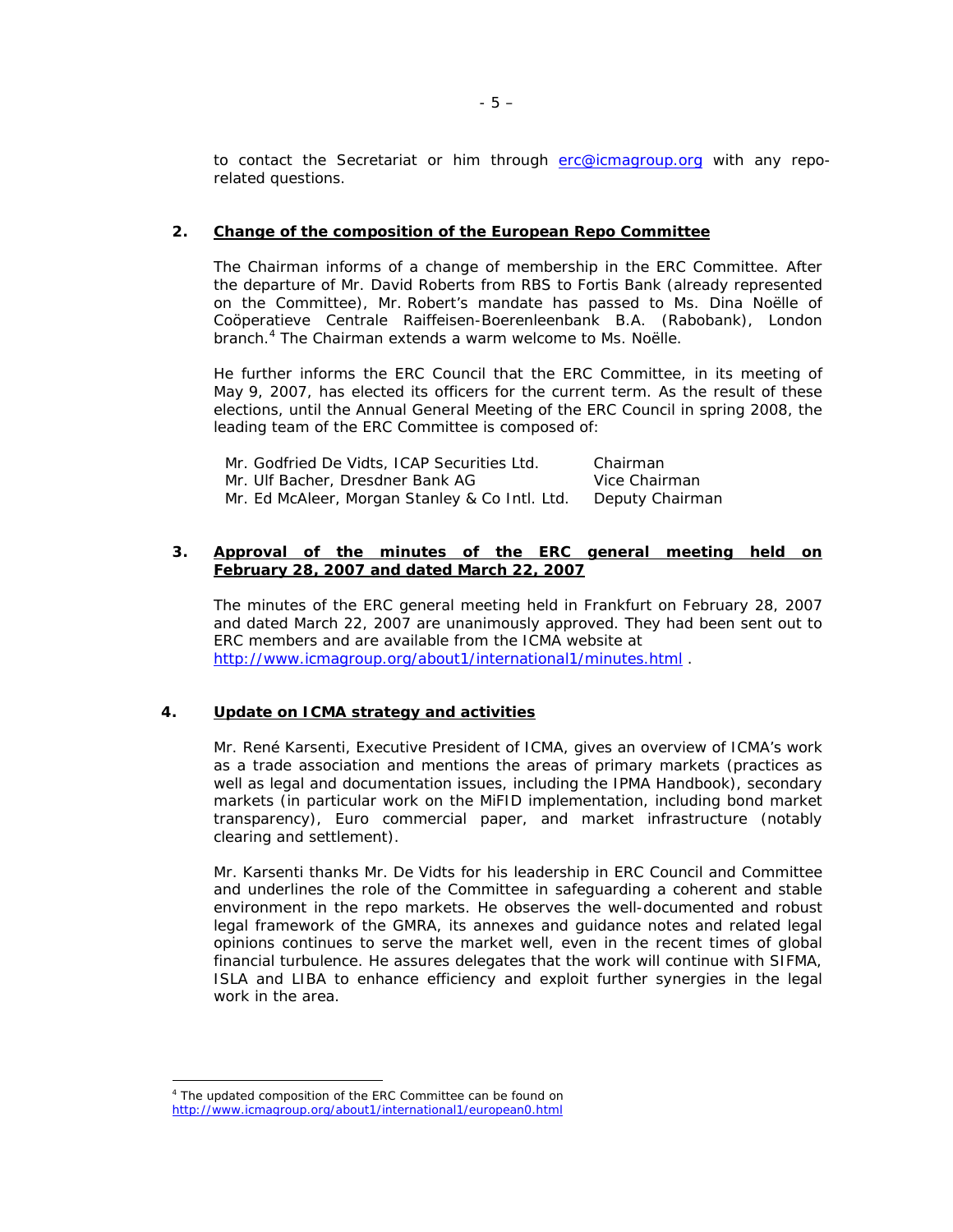to contact the Secretariat or him through erc@icmagroup.org with any repo-related questions.

## 2. Change of the composition of the European Repo Committee

The Chairman informs of a change of membership in the ERC Committee. After the departure of Mr. David Roberts from RBS to Fortis Bank (already represented on the Committee), Mr. Robert's mandate has passed to Ms. Dina Noëlle of Coöperatieve Centrale Raiffeisen-Boerenleenbank B.A. (Rabobank), London branch.[4] The Chairman extends a warm welcome to Ms. Noëlle.

He further informs the ERC Council that the ERC Committee, in its meeting of May 9, 2007, has elected its officers for the current term. As the result of these elections, until the Annual General Meeting of the ERC Council in spring 2008, the leading team of the ERC Committee is composed of:

| | |
|---|---|
| Mr. Godfried De Vidts, ICAP Securities Ltd. | Chairman |
| Mr. Ulf Bacher, Dresdner Bank AG | Vice Chairman |
| Mr. Ed McAleer, Morgan Stanley & Co Intl. Ltd. | Deputy Chairman |

## 3. Approval of the minutes of the ERC general meeting held on February 28, 2007 and dated March 22, 2007

The minutes of the ERC general meeting held in Frankfurt on February 28, 2007 and dated March 22, 2007 are unanimously approved. They had been sent out to ERC members and are available from the ICMA website at http://www.icmagroup.org/about1/international1/minutes.html .

## 4. Update on ICMA strategy and activities

Mr. René Karsenti, Executive President of ICMA, gives an overview of ICMA's work as a trade association and mentions the areas of primary markets (practices as well as legal and documentation issues, including the IPMA Handbook), secondary markets (in particular work on the MiFID implementation, including bond market transparency), Euro commercial paper, and market infrastructure (notably clearing and settlement).

Mr. Karsenti thanks Mr. De Vidts for his leadership in ERC Council and Committee and underlines the role of the Committee in safeguarding a coherent and stable environment in the repo markets. He observes the well-documented and robust legal framework of the GMRA, its annexes and guidance notes and related legal opinions continues to serve the market well, even in the recent times of global financial turbulence. He assures delegates that the work will continue with SIFMA, ISLA and LIBA to enhance efficiency and exploit further synergies in the legal work in the area.

---

[4] The updated composition of the ERC Committee can be found on http://www.icmagroup.org/about1/international1/european0.html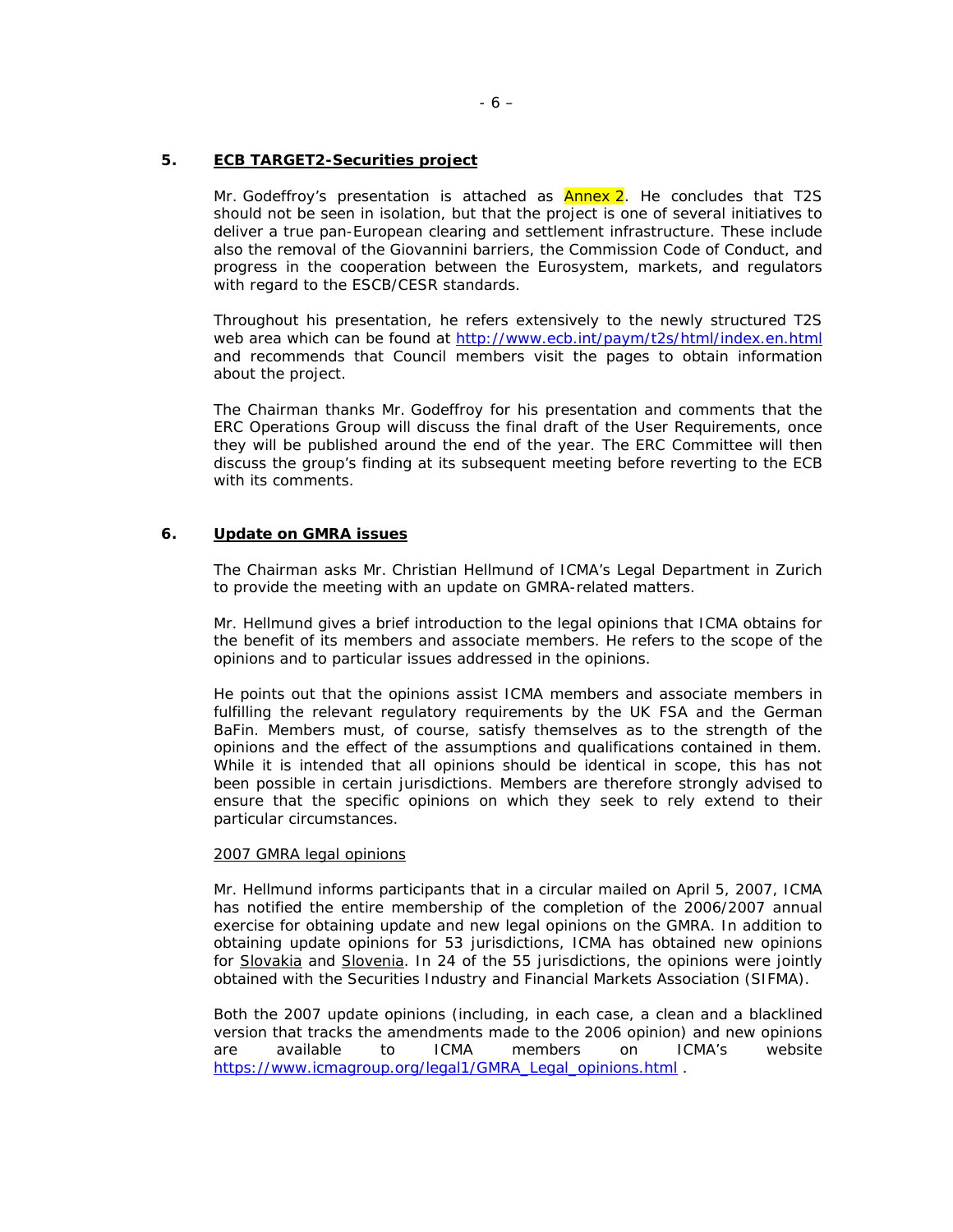## 5. ECB TARGET2-Securities project

Mr. Godeffroy's presentation is attached as Annex 2. He concludes that T2S should not be seen in isolation, but that the project is one of several initiatives to deliver a true pan-European clearing and settlement infrastructure. These include also the removal of the Giovannini barriers, the Commission Code of Conduct, and progress in the cooperation between the Eurosystem, markets, and regulators with regard to the ESCB/CESR standards.

Throughout his presentation, he refers extensively to the newly structured T2S web area which can be found at http://www.ecb.int/paym/t2s/html/index.en.html and recommends that Council members visit the pages to obtain information about the project.

The Chairman thanks Mr. Godeffroy for his presentation and comments that the ERC Operations Group will discuss the final draft of the User Requirements, once they will be published around the end of the year. The ERC Committee will then discuss the group's finding at its subsequent meeting before reverting to the ECB with its comments.

## 6. Update on GMRA issues

The Chairman asks Mr. Christian Hellmund of ICMA's Legal Department in Zurich to provide the meeting with an update on GMRA-related matters.

Mr. Hellmund gives a brief introduction to the legal opinions that ICMA obtains for the benefit of its members and associate members. He refers to the scope of the opinions and to particular issues addressed in the opinions.

He points out that the opinions assist ICMA members and associate members in fulfilling the relevant regulatory requirements by the UK FSA and the German BaFin. Members must, of course, satisfy themselves as to the strength of the opinions and the effect of the assumptions and qualifications contained in them. While it is intended that all opinions should be identical in scope, this has not been possible in certain jurisdictions. Members are therefore strongly advised to ensure that the specific opinions on which they seek to rely extend to their particular circumstances.

2007 GMRA legal opinions

Mr. Hellmund informs participants that in a circular mailed on April 5, 2007, ICMA has notified the entire membership of the completion of the 2006/2007 annual exercise for obtaining update and new legal opinions on the GMRA. In addition to obtaining update opinions for 53 jurisdictions, ICMA has obtained new opinions for Slovakia and Slovenia. In 24 of the 55 jurisdictions, the opinions were jointly obtained with the Securities Industry and Financial Markets Association (SIFMA).

Both the 2007 update opinions (including, in each case, a clean and a blacklined version that tracks the amendments made to the 2006 opinion) and new opinions are available to ICMA members on ICMA's website https://www.icmagroup.org/legal1/GMRA_Legal_opinions.html .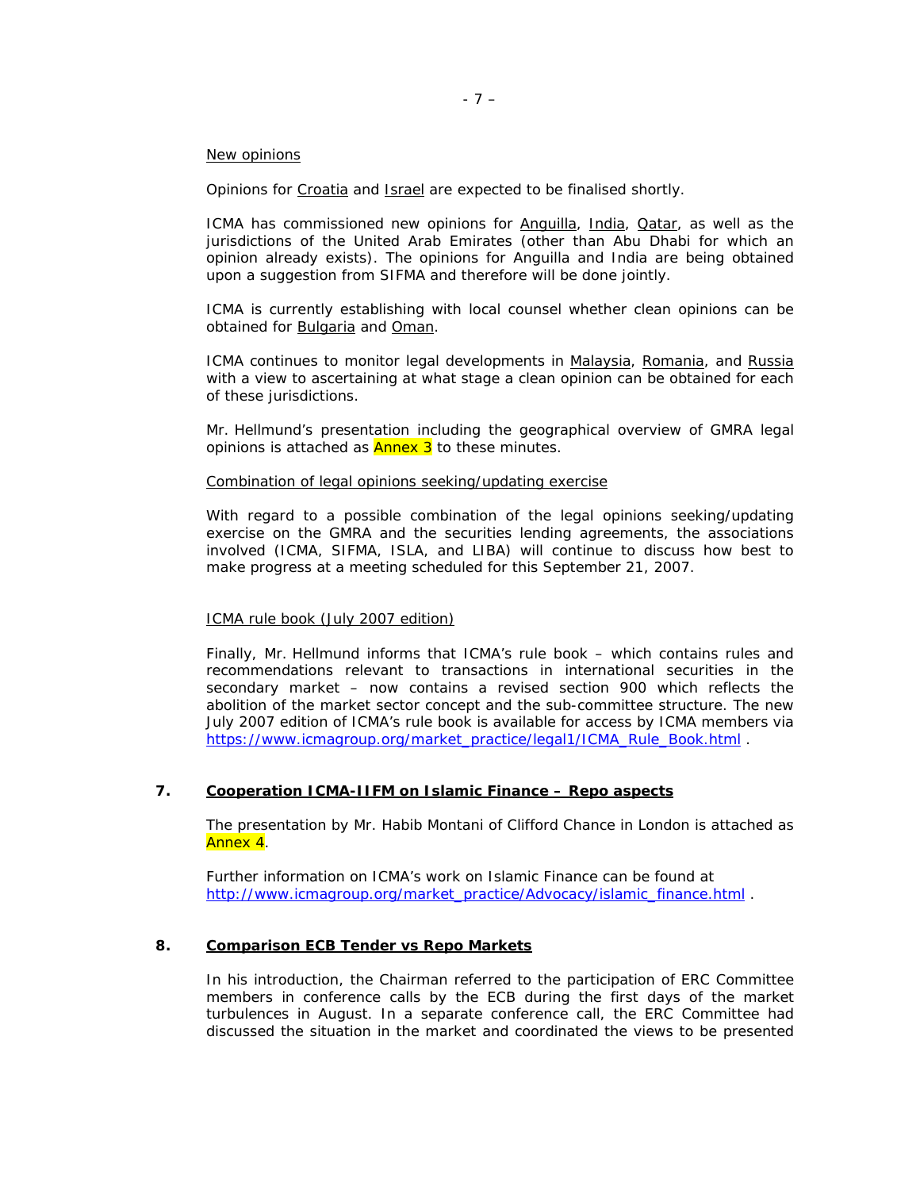New opinions

Opinions for Croatia and Israel are expected to be finalised shortly.

ICMA has commissioned new opinions for Anguilla, India, Qatar, as well as the jurisdictions of the United Arab Emirates (other than Abu Dhabi for which an opinion already exists). The opinions for Anguilla and India are being obtained upon a suggestion from SIFMA and therefore will be done jointly.

ICMA is currently establishing with local counsel whether clean opinions can be obtained for Bulgaria and Oman.

ICMA continues to monitor legal developments in Malaysia, Romania, and Russia with a view to ascertaining at what stage a clean opinion can be obtained for each of these jurisdictions.

Mr. Hellmund's presentation including the geographical overview of GMRA legal opinions is attached as Annex 3 to these minutes.

Combination of legal opinions seeking/updating exercise

With regard to a possible combination of the legal opinions seeking/updating exercise on the GMRA and the securities lending agreements, the associations involved (ICMA, SIFMA, ISLA, and LIBA) will continue to discuss how best to make progress at a meeting scheduled for this September 21, 2007.

ICMA rule book (July 2007 edition)

Finally, Mr. Hellmund informs that ICMA's rule book – which contains rules and recommendations relevant to transactions in international securities in the secondary market – now contains a revised section 900 which reflects the abolition of the market sector concept and the sub-committee structure. The new July 2007 edition of ICMA's rule book is available for access by ICMA members via https://www.icmagroup.org/market_practice/legal1/ICMA_Rule_Book.html .

## 7. Cooperation ICMA-IIFM on Islamic Finance – Repo aspects

The presentation by Mr. Habib Montani of Clifford Chance in London is attached as Annex 4.

Further information on ICMA's work on Islamic Finance can be found at http://www.icmagroup.org/market_practice/Advocacy/islamic_finance.html .

## 8. Comparison ECB Tender vs Repo Markets

In his introduction, the Chairman referred to the participation of ERC Committee members in conference calls by the ECB during the first days of the market turbulences in August. In a separate conference call, the ERC Committee had discussed the situation in the market and coordinated the views to be presented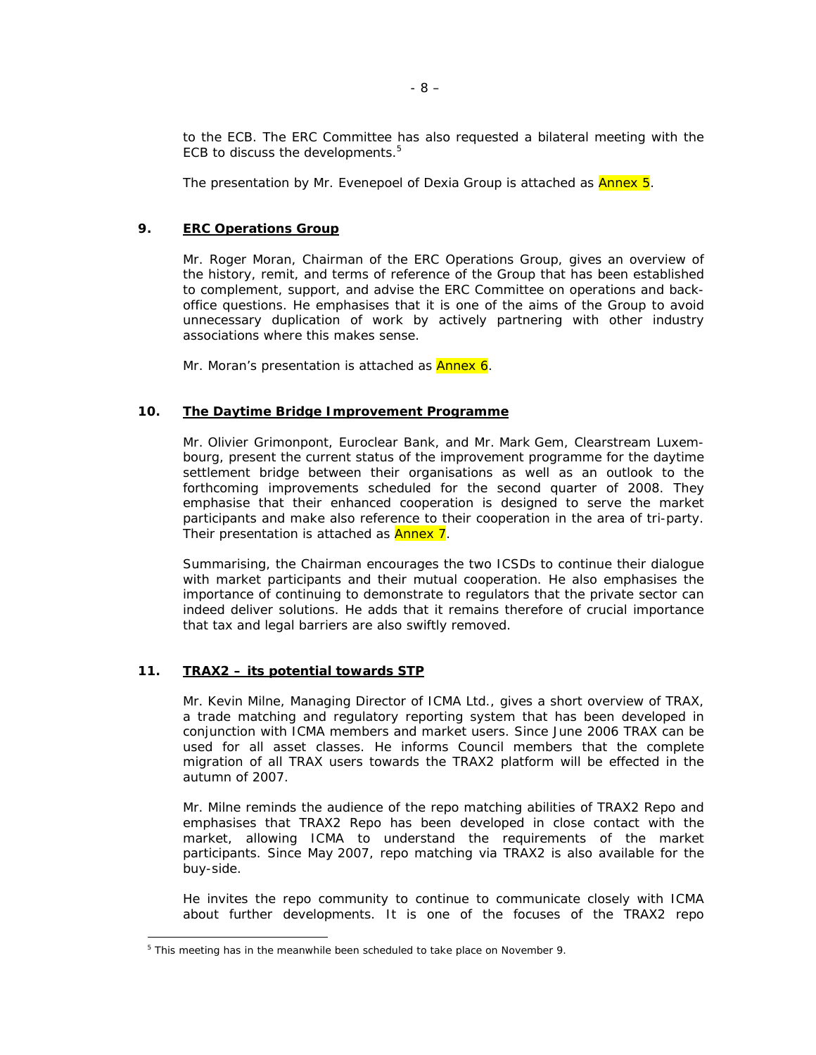to the ECB. The ERC Committee has also requested a bilateral meeting with the ECB to discuss the developments.[5]

The presentation by Mr. Evenepoel of Dexia Group is attached as Annex 5.

## 9. ERC Operations Group

Mr. Roger Moran, Chairman of the ERC Operations Group, gives an overview of the history, remit, and terms of reference of the Group that has been established to complement, support, and advise the ERC Committee on operations and back-office questions. He emphasises that it is one of the aims of the Group to avoid unnecessary duplication of work by actively partnering with other industry associations where this makes sense.

Mr. Moran's presentation is attached as Annex 6.

## 10. The Daytime Bridge Improvement Programme

Mr. Olivier Grimonpont, Euroclear Bank, and Mr. Mark Gem, Clearstream Luxembourg, present the current status of the improvement programme for the daytime settlement bridge between their organisations as well as an outlook to the forthcoming improvements scheduled for the second quarter of 2008. They emphasise that their enhanced cooperation is designed to serve the market participants and make also reference to their cooperation in the area of tri-party. Their presentation is attached as Annex 7.

Summarising, the Chairman encourages the two ICSDs to continue their dialogue with market participants and their mutual cooperation. He also emphasises the importance of continuing to demonstrate to regulators that the private sector can indeed deliver solutions. He adds that it remains therefore of crucial importance that tax and legal barriers are also swiftly removed.

## 11. TRAX2 – its potential towards STP

Mr. Kevin Milne, Managing Director of ICMA Ltd., gives a short overview of TRAX, a trade matching and regulatory reporting system that has been developed in conjunction with ICMA members and market users. Since June 2006 TRAX can be used for all asset classes. He informs Council members that the complete migration of all TRAX users towards the TRAX2 platform will be effected in the autumn of 2007.

Mr. Milne reminds the audience of the repo matching abilities of TRAX2 Repo and emphasises that TRAX2 Repo has been developed in close contact with the market, allowing ICMA to understand the requirements of the market participants. Since May 2007, repo matching via TRAX2 is also available for the buy-side.

He invites the repo community to continue to communicate closely with ICMA about further developments. It is one of the focuses of the TRAX2 repo

---

[5] This meeting has in the meanwhile been scheduled to take place on November 9.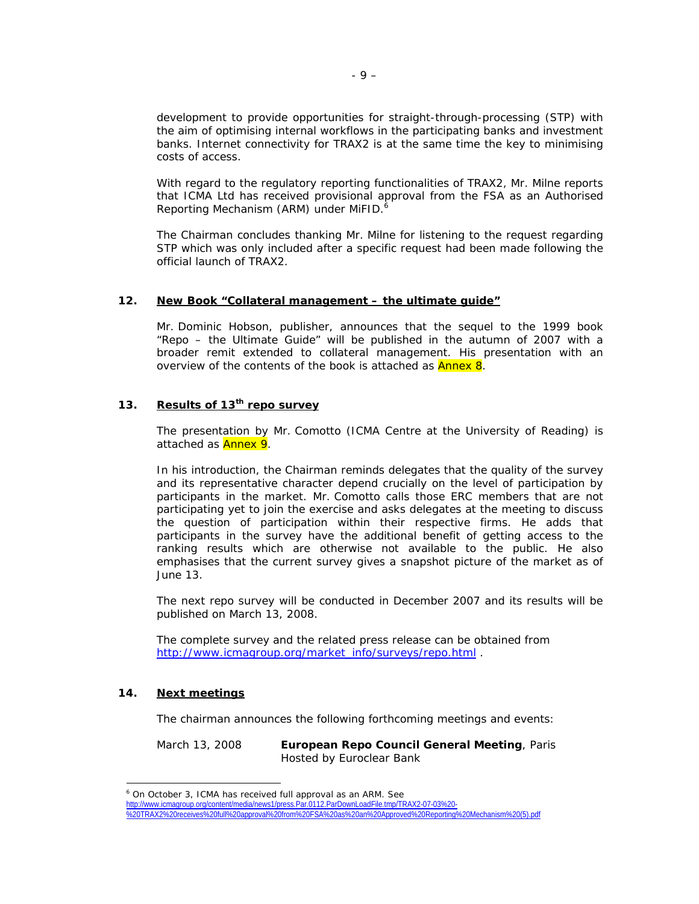development to provide opportunities for straight-through-processing (STP) with the aim of optimising internal workflows in the participating banks and investment banks. Internet connectivity for TRAX2 is at the same time the key to minimising costs of access.

With regard to the regulatory reporting functionalities of TRAX2, Mr. Milne reports that ICMA Ltd has received provisional approval from the FSA as an Authorised Reporting Mechanism (ARM) under MiFID.[6]

The Chairman concludes thanking Mr. Milne for listening to the request regarding STP which was only included after a specific request had been made following the official launch of TRAX2.

## 12. New Book "Collateral management – the ultimate guide"

Mr. Dominic Hobson, publisher, announces that the sequel to the 1999 book "Repo – the Ultimate Guide" will be published in the autumn of 2007 with a broader remit extended to collateral management. His presentation with an overview of the contents of the book is attached as Annex 8.

## 13. Results of 13th repo survey

The presentation by Mr. Comotto (ICMA Centre at the University of Reading) is attached as Annex 9.

In his introduction, the Chairman reminds delegates that the quality of the survey and its representative character depend crucially on the level of participation by participants in the market. Mr. Comotto calls those ERC members that are not participating yet to join the exercise and asks delegates at the meeting to discuss the question of participation within their respective firms. He adds that participants in the survey have the additional benefit of getting access to the ranking results which are otherwise not available to the public. He also emphasises that the current survey gives a snapshot picture of the market as of June 13.

The next repo survey will be conducted in December 2007 and its results will be published on March 13, 2008.

The complete survey and the related press release can be obtained from http://www.icmagroup.org/market_info/surveys/repo.html .

## 14. Next meetings

The chairman announces the following forthcoming meetings and events:

| | |
|---|---|
| March 13, 2008 | **European Repo Council General Meeting**, Paris<br>Hosted by Euroclear Bank |

---

[6] On October 3, ICMA has received full approval as an ARM. See http://www.icmagroup.org/content/media/news1/press.Par.0112.ParDownLoadFile.tmp/TRAX2-07-03%20-%20TRAX2%20receives%20full%20approval%20from%20FSA%20as%20an%20Approved%20Reporting%20Mechanism%20(5).pdf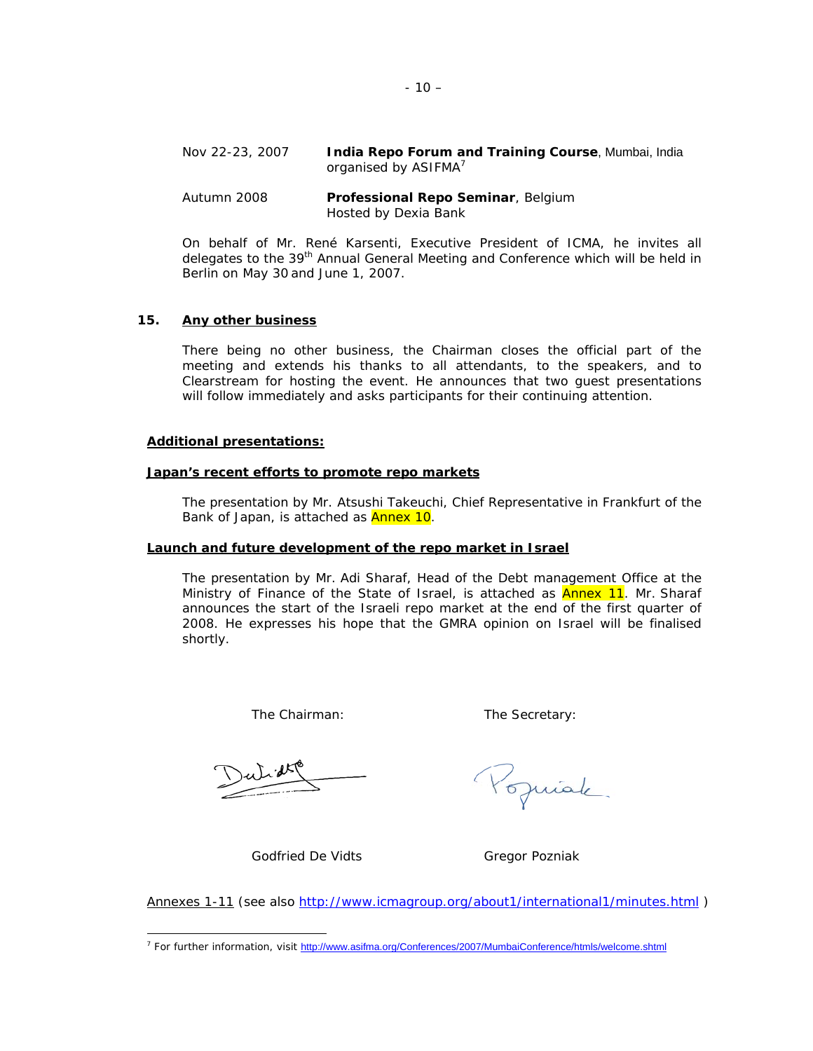| | |
|---|---|
| Nov 22-23, 2007 | **India Repo Forum and Training Course**, Mumbai, India organised by ASIFMA[7] |
| Autumn 2008 | **Professional Repo Seminar**, Belgium Hosted by Dexia Bank |

On behalf of Mr. René Karsenti, Executive President of ICMA, he invites all delegates to the 39th Annual General Meeting and Conference which will be held in Berlin on May 30 and June 1, 2007.

## 15. Any other business

There being no other business, the Chairman closes the official part of the meeting and extends his thanks to all attendants, to the speakers, and to Clearstream for hosting the event. He announces that two guest presentations will follow immediately and asks participants for their continuing attention.

### Additional presentations:

### Japan's recent efforts to promote repo markets

The presentation by Mr. Atsushi Takeuchi, Chief Representative in Frankfurt of the Bank of Japan, is attached as Annex 10.

### Launch and future development of the repo market in Israel

The presentation by Mr. Adi Sharaf, Head of the Debt management Office at the Ministry of Finance of the State of Israel, is attached as Annex 11. Mr. Sharaf announces the start of the Israeli repo market at the end of the first quarter of 2008. He expresses his hope that the GMRA opinion on Israel will be finalised shortly.

| | |
|---|---|
| The Chairman: | The Secretary: |
| Godfried De Vidts | Gregor Pozniak |

Annexes 1-11 (see also http://www.icmagroup.org/about1/international1/minutes.html )

[7] For further information, visit http://www.asifma.org/Conferences/2007/MumbaiConference/htmls/welcome.shtml